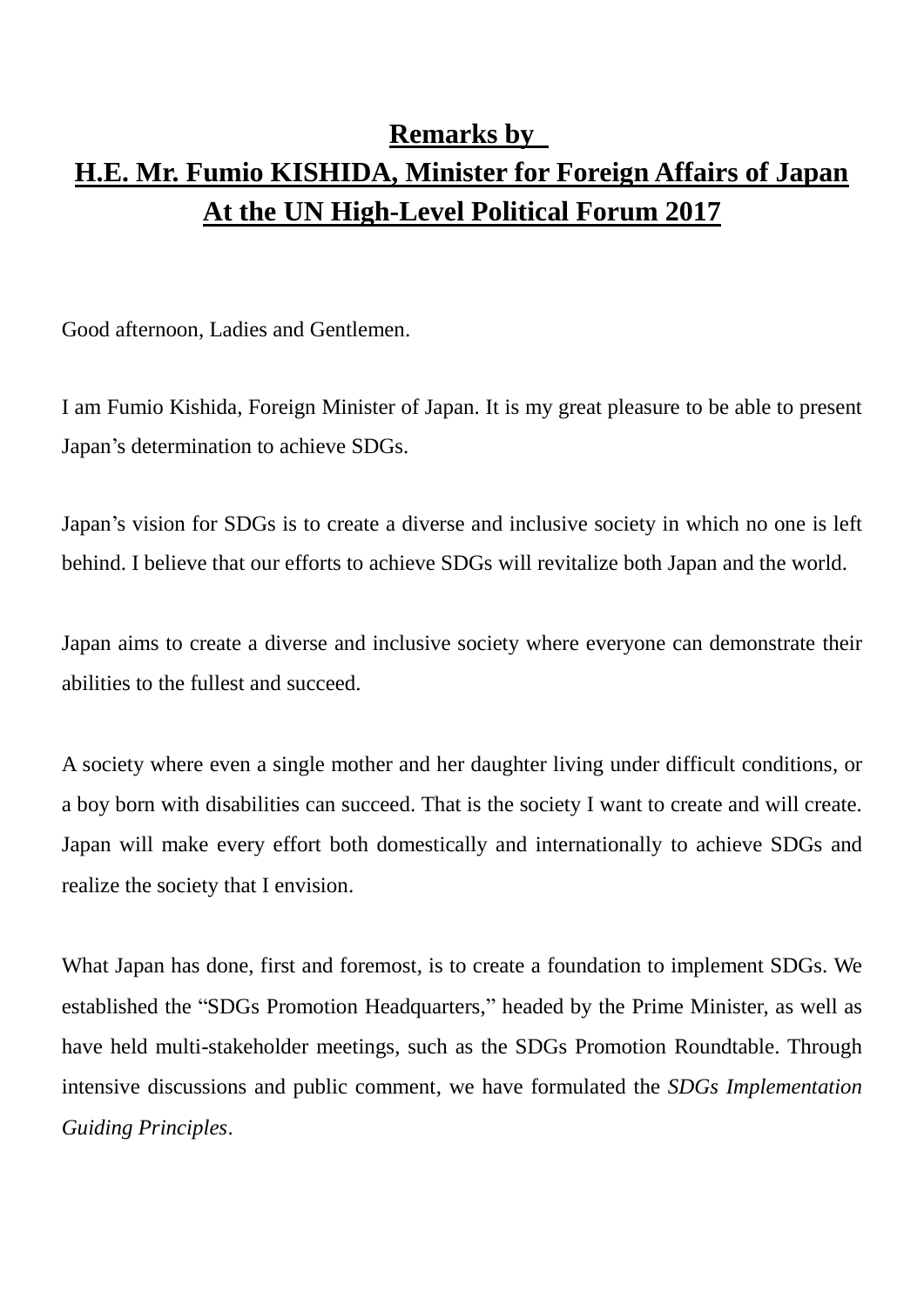# Remarks by
# H.E. Mr. Fumio KISHIDA, Minister for Foreign Affairs of Japan
# At the UN High-Level Political Forum 2017

Good afternoon, Ladies and Gentlemen.

I am Fumio Kishida, Foreign Minister of Japan. It is my great pleasure to be able to present Japan's determination to achieve SDGs.

Japan's vision for SDGs is to create a diverse and inclusive society in which no one is left behind. I believe that our efforts to achieve SDGs will revitalize both Japan and the world.

Japan aims to create a diverse and inclusive society where everyone can demonstrate their abilities to the fullest and succeed.

A society where even a single mother and her daughter living under difficult conditions, or a boy born with disabilities can succeed. That is the society I want to create and will create. Japan will make every effort both domestically and internationally to achieve SDGs and realize the society that I envision.

What Japan has done, first and foremost, is to create a foundation to implement SDGs. We established the "SDGs Promotion Headquarters," headed by the Prime Minister, as well as have held multi-stakeholder meetings, such as the SDGs Promotion Roundtable. Through intensive discussions and public comment, we have formulated the *SDGs Implementation Guiding Principles*.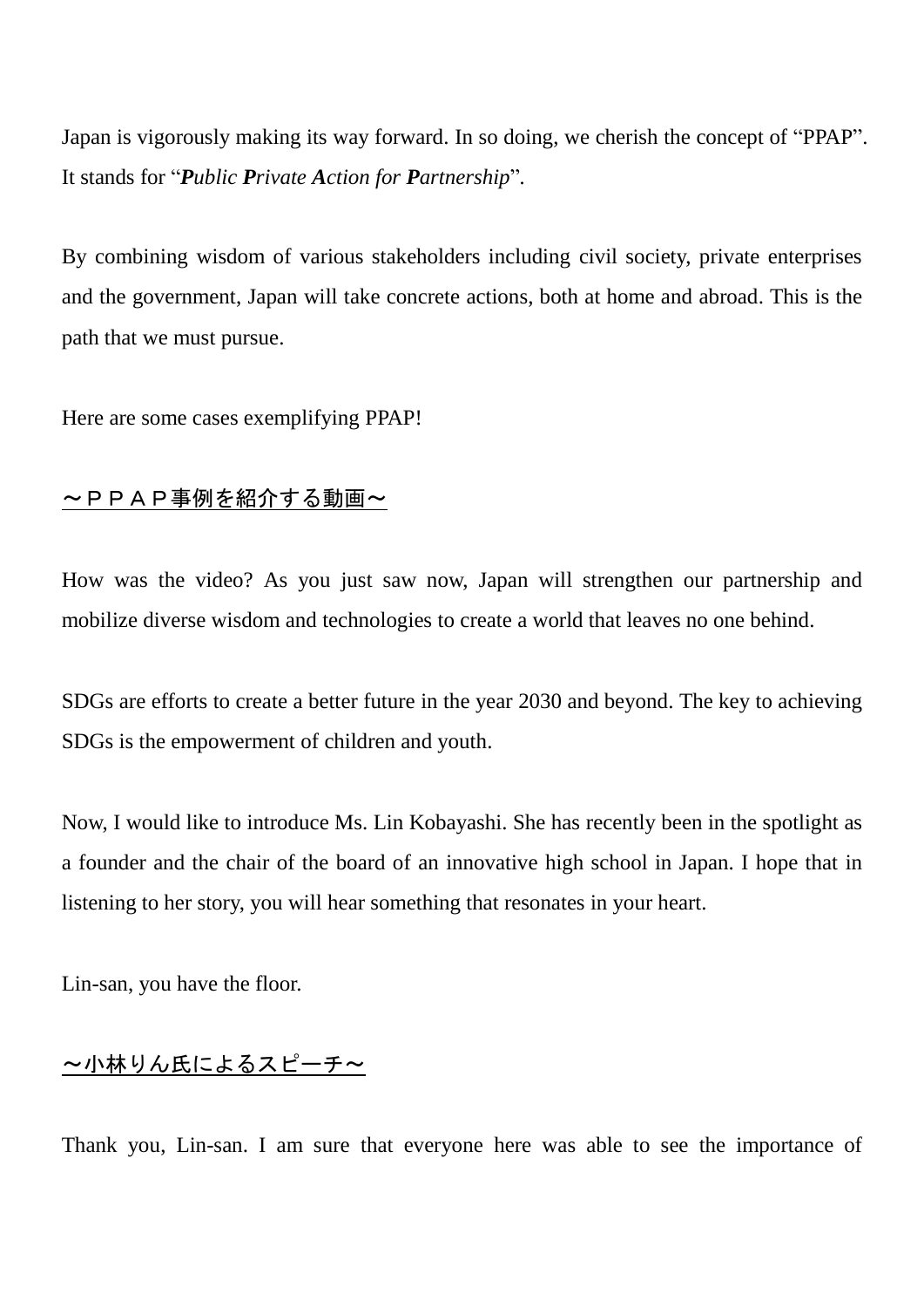Japan is vigorously making its way forward. In so doing, we cherish the concept of “PPAP”. It stands for “***P**ublic **P**rivate **A**ction for **P**artnership*”.

By combining wisdom of various stakeholders including civil society, private enterprises and the government, Japan will take concrete actions, both at home and abroad. This is the path that we must pursue.

Here are some cases exemplifying PPAP!

<u>～ＰＰＡＰ事例を紹介する動画～</u>

How was the video? As you just saw now, Japan will strengthen our partnership and mobilize diverse wisdom and technologies to create a world that leaves no one behind.

SDGs are efforts to create a better future in the year 2030 and beyond. The key to achieving SDGs is the empowerment of children and youth.

Now, I would like to introduce Ms. Lin Kobayashi. She has recently been in the spotlight as a founder and the chair of the board of an innovative high school in Japan. I hope that in listening to her story, you will hear something that resonates in your heart.

Lin-san, you have the floor.

<u>～小林りん氏によるスピーチ～</u>

Thank you, Lin-san. I am sure that everyone here was able to see the importance of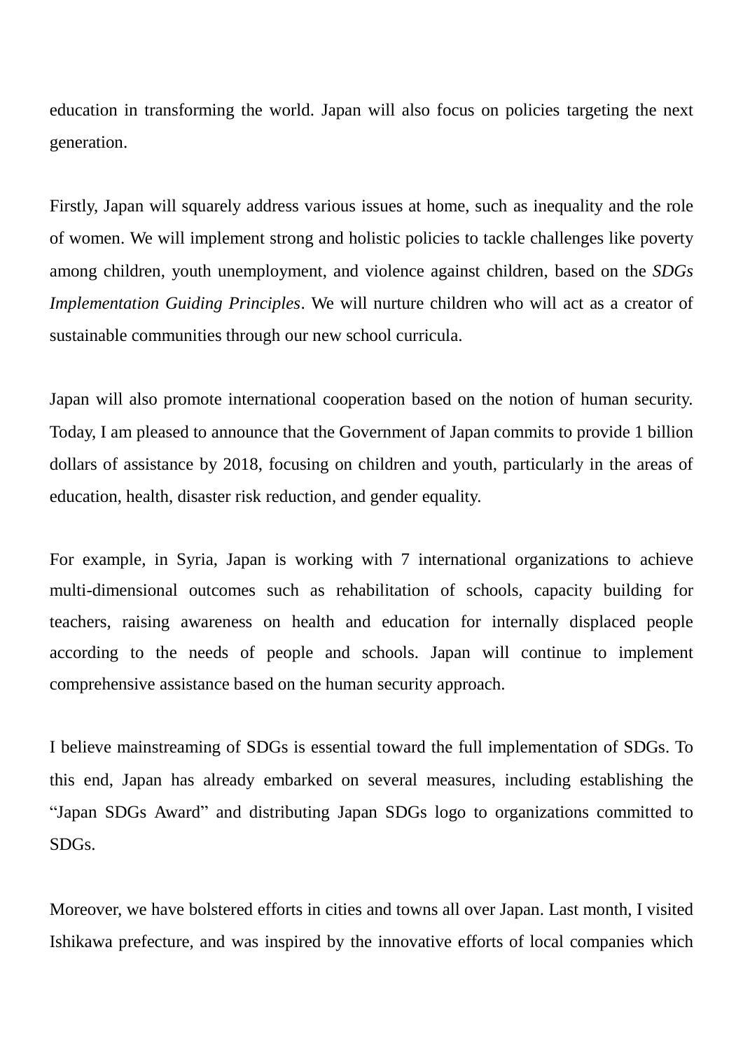education in transforming the world. Japan will also focus on policies targeting the next generation.

Firstly, Japan will squarely address various issues at home, such as inequality and the role of women. We will implement strong and holistic policies to tackle challenges like poverty among children, youth unemployment, and violence against children, based on the *SDGs Implementation Guiding Principles*. We will nurture children who will act as a creator of sustainable communities through our new school curricula.

Japan will also promote international cooperation based on the notion of human security. Today, I am pleased to announce that the Government of Japan commits to provide 1 billion dollars of assistance by 2018, focusing on children and youth, particularly in the areas of education, health, disaster risk reduction, and gender equality.

For example, in Syria, Japan is working with 7 international organizations to achieve multi-dimensional outcomes such as rehabilitation of schools, capacity building for teachers, raising awareness on health and education for internally displaced people according to the needs of people and schools. Japan will continue to implement comprehensive assistance based on the human security approach.

I believe mainstreaming of SDGs is essential toward the full implementation of SDGs. To this end, Japan has already embarked on several measures, including establishing the “Japan SDGs Award” and distributing Japan SDGs logo to organizations committed to SDGs.

Moreover, we have bolstered efforts in cities and towns all over Japan. Last month, I visited Ishikawa prefecture, and was inspired by the innovative efforts of local companies which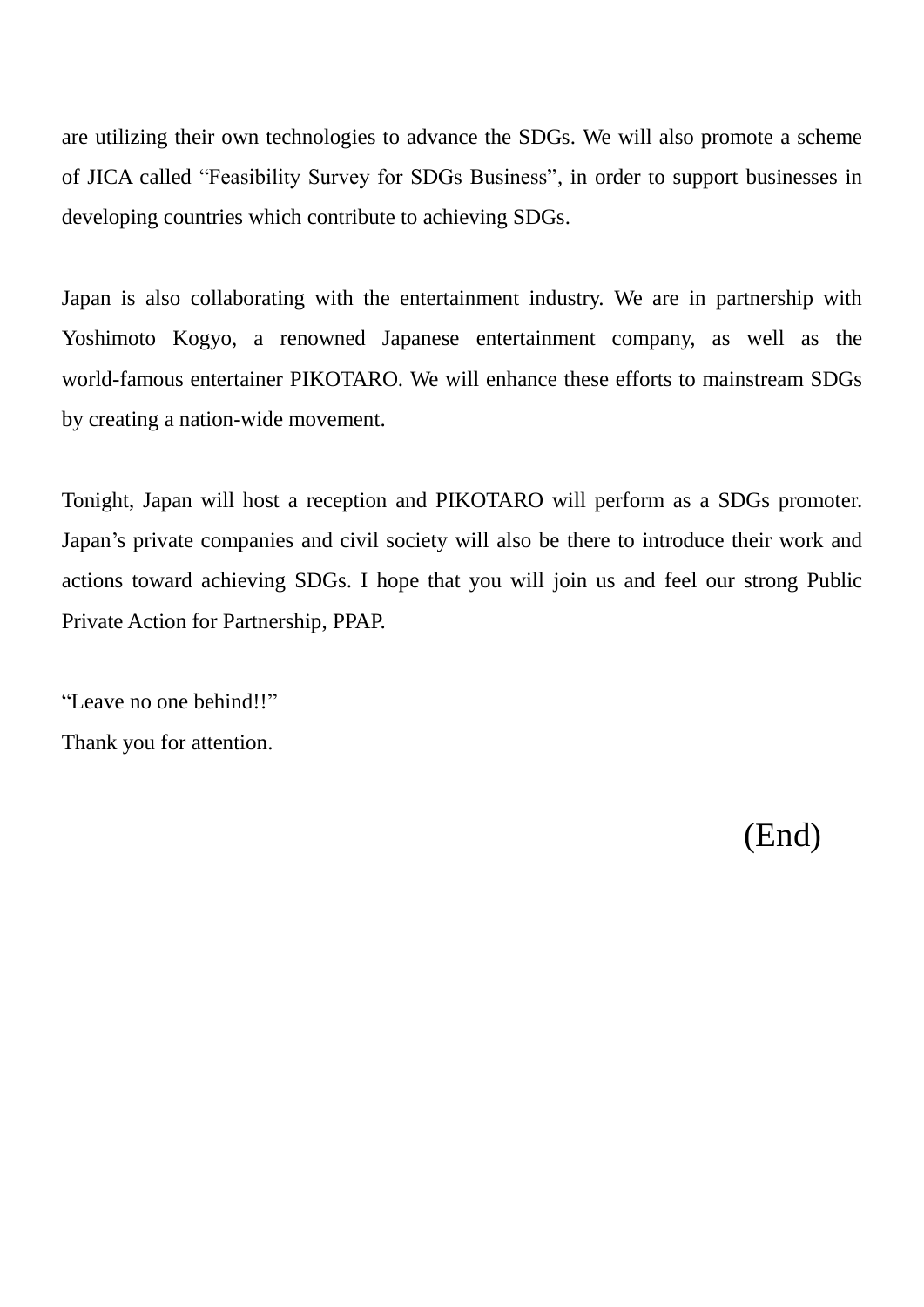are utilizing their own technologies to advance the SDGs. We will also promote a scheme of JICA called “Feasibility Survey for SDGs Business”, in order to support businesses in developing countries which contribute to achieving SDGs.

Japan is also collaborating with the entertainment industry. We are in partnership with Yoshimoto Kogyo, a renowned Japanese entertainment company, as well as the world-famous entertainer PIKOTARO. We will enhance these efforts to mainstream SDGs by creating a nation-wide movement.

Tonight, Japan will host a reception and PIKOTARO will perform as a SDGs promoter. Japan’s private companies and civil society will also be there to introduce their work and actions toward achieving SDGs. I hope that you will join us and feel our strong Public Private Action for Partnership, PPAP.

“Leave no one behind!!”
Thank you for attention.

(End)